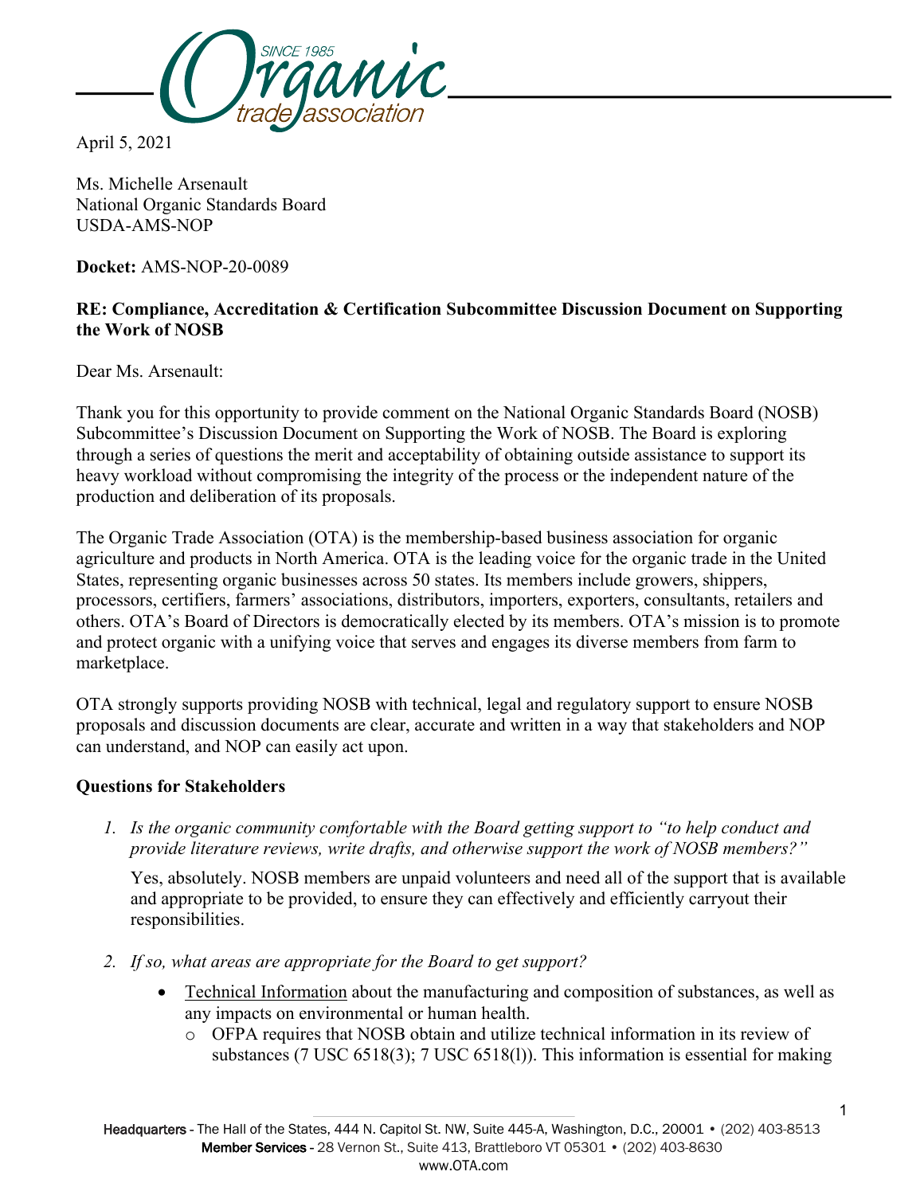April 5, 2021

Ms. Michelle Arsenault
National Organic Standards Board
USDA-AMS-NOP

**Docket:** AMS-NOP-20-0089

**RE: Compliance, Accreditation & Certification Subcommittee Discussion Document on Supporting the Work of NOSB**

Dear Ms. Arsenault:

Thank you for this opportunity to provide comment on the National Organic Standards Board (NOSB) Subcommittee's Discussion Document on Supporting the Work of NOSB. The Board is exploring through a series of questions the merit and acceptability of obtaining outside assistance to support its heavy workload without compromising the integrity of the process or the independent nature of the production and deliberation of its proposals.

The Organic Trade Association (OTA) is the membership-based business association for organic agriculture and products in North America. OTA is the leading voice for the organic trade in the United States, representing organic businesses across 50 states. Its members include growers, shippers, processors, certifiers, farmers' associations, distributors, importers, exporters, consultants, retailers and others. OTA's Board of Directors is democratically elected by its members. OTA's mission is to promote and protect organic with a unifying voice that serves and engages its diverse members from farm to marketplace.

OTA strongly supports providing NOSB with technical, legal and regulatory support to ensure NOSB proposals and discussion documents are clear, accurate and written in a way that stakeholders and NOP can understand, and NOP can easily act upon.

**Questions for Stakeholders**

1. *Is the organic community comfortable with the Board getting support to "to help conduct and provide literature reviews, write drafts, and otherwise support the work of NOSB members?"*

   Yes, absolutely. NOSB members are unpaid volunteers and need all of the support that is available and appropriate to be provided, to ensure they can effectively and efficiently carryout their responsibilities.

2. *If so, what areas are appropriate for the Board to get support?*

   - Technical Information about the manufacturing and composition of substances, as well as any impacts on environmental or human health.
     - OFPA requires that NOSB obtain and utilize technical information in its review of substances (7 USC 6518(3); 7 USC 6518(l)). This information is essential for making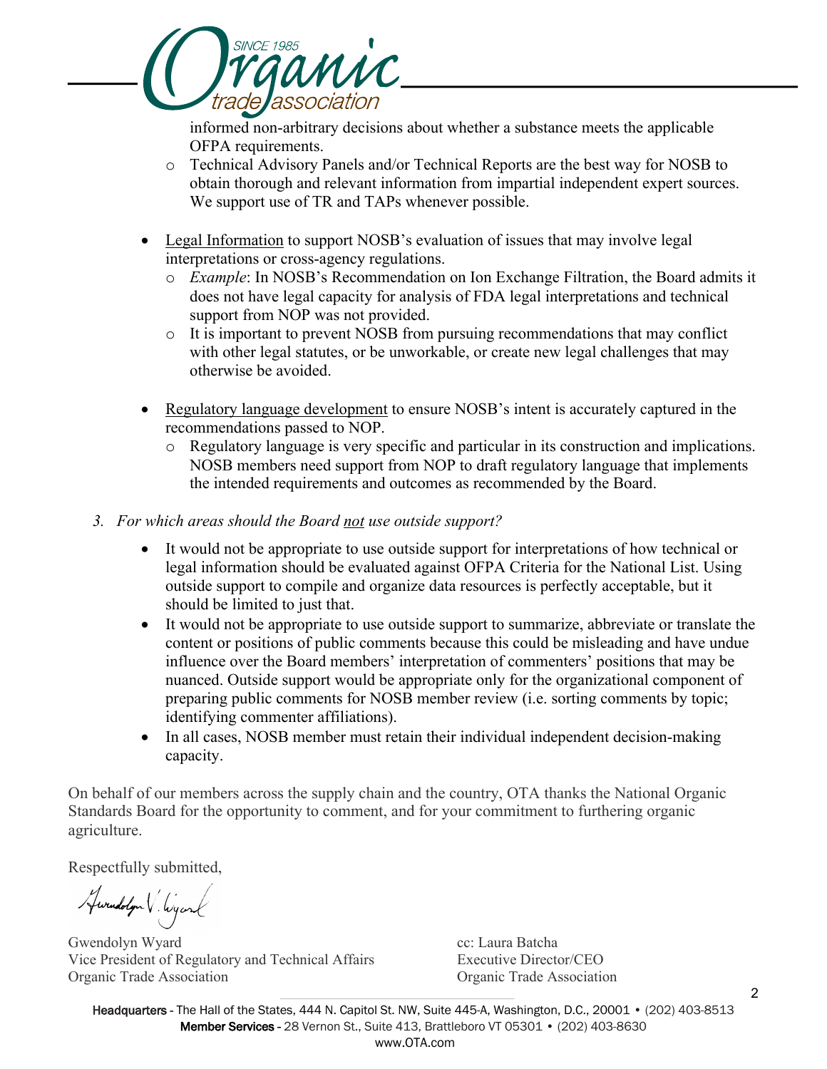informed non-arbitrary decisions about whether a substance meets the applicable OFPA requirements.
    - Technical Advisory Panels and/or Technical Reports are the best way for NOSB to obtain thorough and relevant information from impartial independent expert sources. We support use of TR and TAPs whenever possible.

- Legal Information to support NOSB's evaluation of issues that may involve legal interpretations or cross-agency regulations.
    - *Example*: In NOSB's Recommendation on Ion Exchange Filtration, the Board admits it does not have legal capacity for analysis of FDA legal interpretations and technical support from NOP was not provided.
    - It is important to prevent NOSB from pursuing recommendations that may conflict with other legal statutes, or be unworkable, or create new legal challenges that may otherwise be avoided.

- Regulatory language development to ensure NOSB's intent is accurately captured in the recommendations passed to NOP.
    - Regulatory language is very specific and particular in its construction and implications. NOSB members need support from NOP to draft regulatory language that implements the intended requirements and outcomes as recommended by the Board.

3. *For which areas should the Board not use outside support?*

    - It would not be appropriate to use outside support for interpretations of how technical or legal information should be evaluated against OFPA Criteria for the National List. Using outside support to compile and organize data resources is perfectly acceptable, but it should be limited to just that.
    - It would not be appropriate to use outside support to summarize, abbreviate or translate the content or positions of public comments because this could be misleading and have undue influence over the Board members' interpretation of commenters' positions that may be nuanced. Outside support would be appropriate only for the organizational component of preparing public comments for NOSB member review (i.e. sorting comments by topic; identifying commenter affiliations).
    - In all cases, NOSB member must retain their individual independent decision-making capacity.

On behalf of our members across the supply chain and the country, OTA thanks the National Organic Standards Board for the opportunity to comment, and for your commitment to furthering organic agriculture.

Respectfully submitted,

Gwendolyn Wyard
Vice President of Regulatory and Technical Affairs
Organic Trade Association

cc: Laura Batcha
Executive Director/CEO
Organic Trade Association